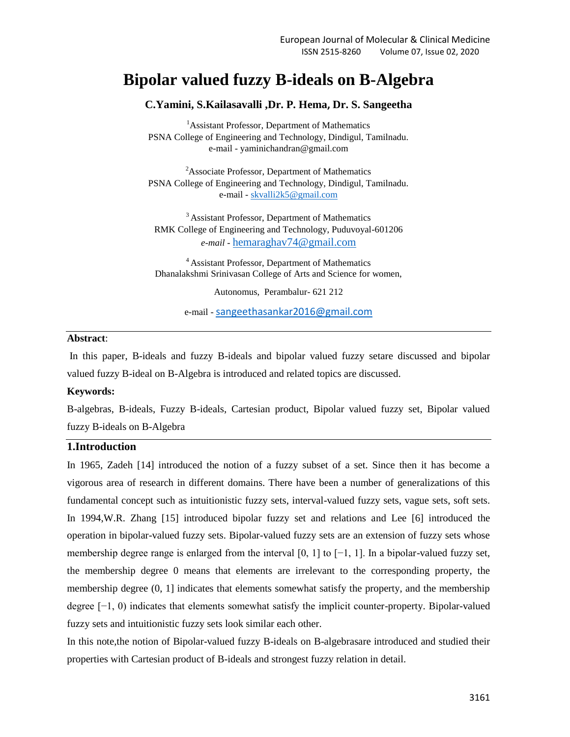# Bipolar valued fuzzy B-ideals on B-Algebra

**C.Yamini, S.Kailasavalli ,Dr. P. Hema, Dr. S. Sangeetha**

[1]Assistant Professor, Department of Mathematics
PSNA College of Engineering and Technology, Dindigul, Tamilnadu.
e-mail - yaminichandran@gmail.com

[2]Associate Professor, Department of Mathematics
PSNA College of Engineering and Technology, Dindigul, Tamilnadu.
e-mail - skvalli2k5@gmail.com

[3] Assistant Professor, Department of Mathematics
RMK College of Engineering and Technology, Puduvoyal-601206
*e-mail* - hemaraghav74@gmail.com

[4] Assistant Professor, Department of Mathematics
Dhanalakshmi Srinivasan College of Arts and Science for women,

Autonomus, Perambalur- 621 212

e-mail - sangeethasankar2016@gmail.com

---

**Abstract**:

In this paper, B-ideals and fuzzy B-ideals and bipolar valued fuzzy setare discussed and bipolar valued fuzzy B-ideal on B-Algebra is introduced and related topics are discussed.

**Keywords:**

B-algebras, B-ideals, Fuzzy B-ideals, Cartesian product, Bipolar valued fuzzy set, Bipolar valued fuzzy B-ideals on B-Algebra

---

## 1.Introduction

In 1965, Zadeh [14] introduced the notion of a fuzzy subset of a set. Since then it has become a vigorous area of research in different domains. There have been a number of generalizations of this fundamental concept such as intuitionistic fuzzy sets, interval-valued fuzzy sets, vague sets, soft sets. In 1994,W.R. Zhang [15] introduced bipolar fuzzy set and relations and Lee [6] introduced the operation in bipolar-valued fuzzy sets. Bipolar-valued fuzzy sets are an extension of fuzzy sets whose membership degree range is enlarged from the interval $[0, 1]$ to $[-1, 1]$. In a bipolar-valued fuzzy set, the membership degree 0 means that elements are irrelevant to the corresponding property, the membership degree $(0, 1]$ indicates that elements somewhat satisfy the property, and the membership degree $[-1, 0)$ indicates that elements somewhat satisfy the implicit counter-property. Bipolar-valued fuzzy sets and intuitionistic fuzzy sets look similar each other.

In this note,the notion of Bipolar-valued fuzzy B-ideals on B-algebrasare introduced and studied their properties with Cartesian product of B-ideals and strongest fuzzy relation in detail.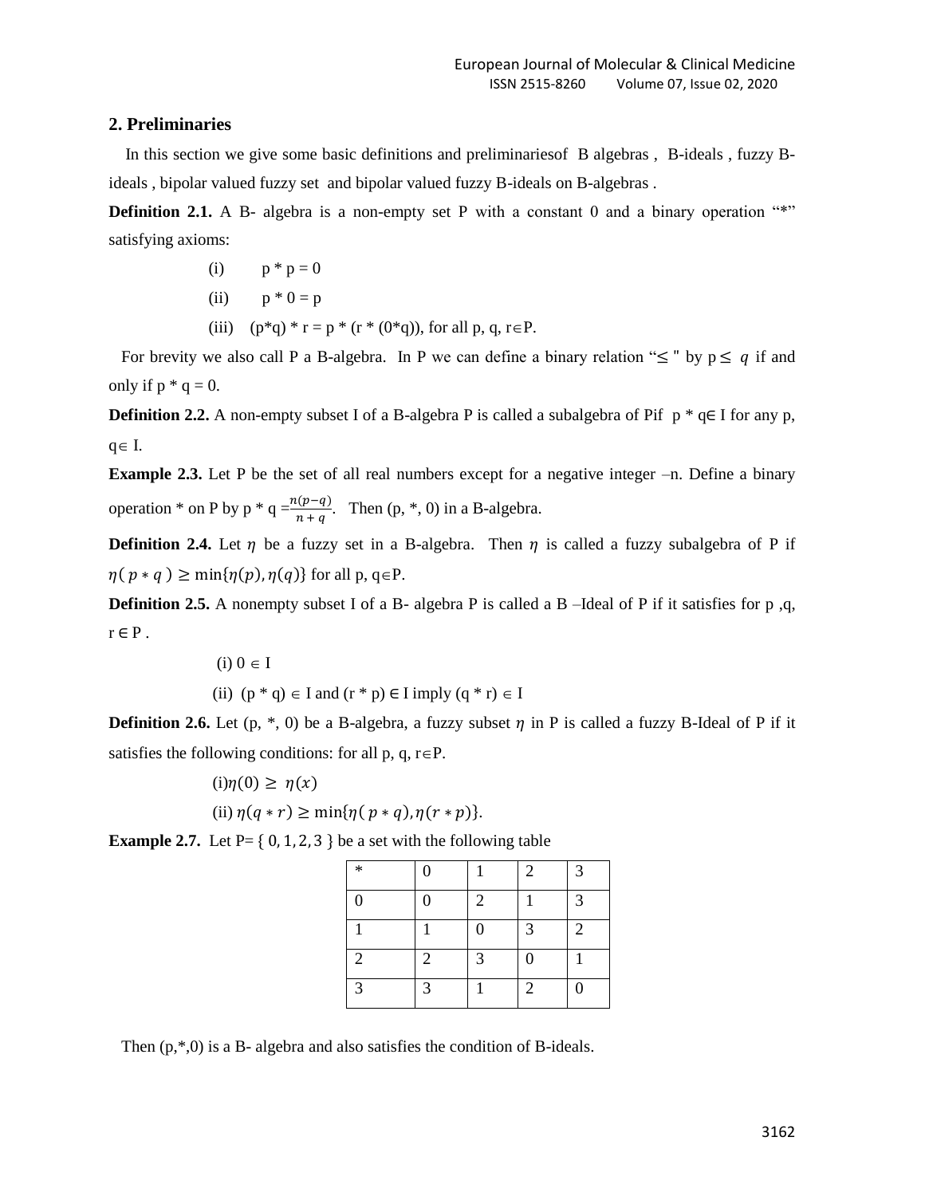## 2. Preliminaries

In this section we give some basic definitions and preliminariesof B algebras , B-ideals , fuzzy B-ideals , bipolar valued fuzzy set and bipolar valued fuzzy B-ideals on B-algebras .

**Definition 2.1.** A B- algebra is a non-empty set P with a constant 0 and a binary operation "*" satisfying axioms:

(i) p * p = 0

(ii) p * 0 = p

(iii) (p*q) * r = p * (r * (0*q)), for all p, q, r∈P.

For brevity we also call P a B-algebra. In P we can define a binary relation "$\leq$ " by p$\leq$ $q$ if and only if p * q = 0.

**Definition 2.2.** A non-empty subset I of a B-algebra P is called a subalgebra of Pif p * q∈ I for any p, q∈ I.

**Example 2.3.** Let P be the set of all real numbers except for a negative integer –n. Define a binary operation * on P by p * q =$\frac{n(p-q)}{n+q}$. Then (p, *, 0) in a B-algebra.

**Definition 2.4.** Let $\eta$ be a fuzzy set in a B-algebra. Then $\eta$ is called a fuzzy subalgebra of P if $\eta( p * q ) \geq \min\{\eta(p), \eta(q)\}$ for all p, q∈P.

**Definition 2.5.** A nonempty subset I of a B- algebra P is called a B –Ideal of P if it satisfies for p ,q, r ∈ P .

(i) 0 ∈ I

(ii) (p * q) ∈ I and (r * p) ∈ I imply (q * r) ∈ I

**Definition 2.6.** Let (p, *, 0) be a B-algebra, a fuzzy subset $\eta$ in P is called a fuzzy B-Ideal of P if it satisfies the following conditions: for all p, q, r∈P.

(i)$\eta(0) \geq \eta(x)$

(ii) $\eta(q * r) \geq \min\{\eta( p * q), \eta(r * p)\}$.

**Example 2.7.** Let P= { 0, 1, 2, 3 } be a set with the following table

| * | 0 | 1 | 2 | 3 |
|---|---|---|---|---|
| 0 | 0 | 2 | 1 | 3 |
| 1 | 1 | 0 | 3 | 2 |
| 2 | 2 | 3 | 0 | 1 |
| 3 | 3 | 1 | 2 | 0 |

Then (p,*,0) is a B- algebra and also satisfies the condition of B-ideals.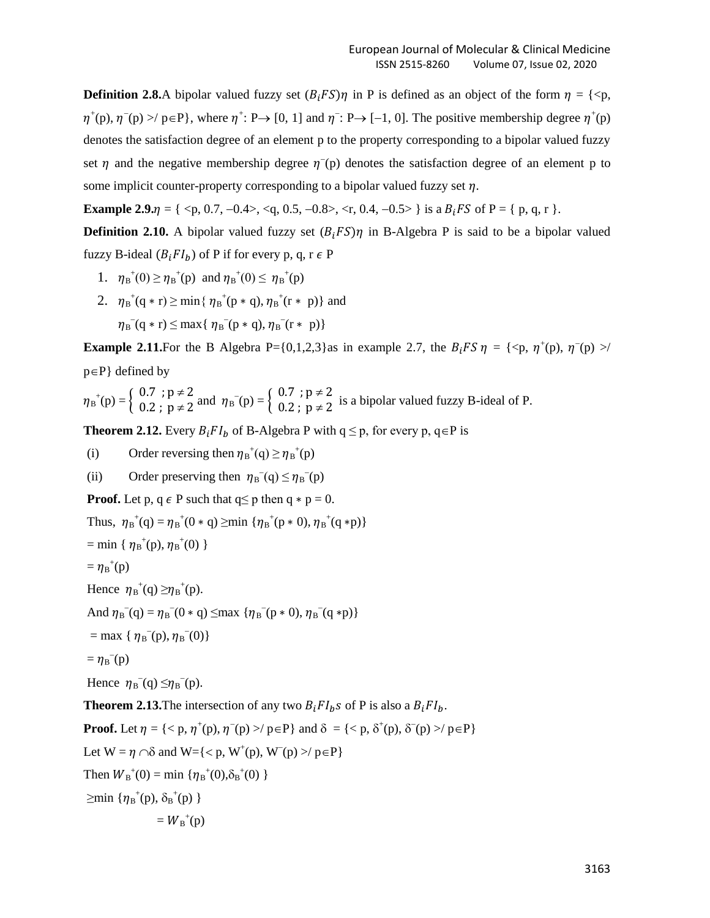**Definition 2.8.** A bipolar valued fuzzy set $(B_iFS)\eta$ in P is defined as an object of the form $\eta$ = {<p, $\eta^+$(p), $\eta^-$(p) >/ p∈P}, where $\eta^+$: P→ [0, 1] and $\eta^-$: P→ [–1, 0]. The positive membership degree $\eta^+$(p) denotes the satisfaction degree of an element p to the property corresponding to a bipolar valued fuzzy set $\eta$ and the negative membership degree $\eta^-$(p) denotes the satisfaction degree of an element p to some implicit counter-property corresponding to a bipolar valued fuzzy set $\eta$.

**Example 2.9.** $\eta$ = { <p, 0.7, –0.4>, <q, 0.5, –0.8>, <r, 0.4, –0.5> } is a $B_iFS$ of P = { p, q, r }.

**Definition 2.10.** A bipolar valued fuzzy set $(B_iFS)\eta$ in B-Algebra P is said to be a bipolar valued fuzzy B-ideal $(B_iFI_b)$ of P if for every p, q, r $\epsilon$ P

1. $\eta_B^+(0) \geq \eta_B^+(p)$ and $\eta_B^+(0) \leq \eta_B^+(p)$
2. $\eta_B^+(q * r) \geq \min\{ \eta_B^+(p * q), \eta_B^+(r * p)\}$ and
   $\eta_B^-(q * r) \leq \max\{ \eta_B^-(p * q), \eta_B^-(r * p)\}$

**Example 2.11.** For the B Algebra P={0,1,2,3}as in example 2.7, the $B_iFS\ \eta$ = {<p, $\eta^+$(p), $\eta^-$(p) >/ p∈P} defined by

$\eta_B^+(p) = \begin{cases} 0.7 \ ; p \neq 2 \\ 0.2 \ ; \ p \neq 2 \end{cases}$ and $\eta_B^-(p) = \begin{cases} 0.7 \ ; p \neq 2 \\ 0.2 \ ; \ p \neq 2 \end{cases}$ is a bipolar valued fuzzy B-ideal of P.

**Theorem 2.12.** Every $B_iFI_b$ of B-Algebra P with q ≤ p, for every p, q∈P is

(i) Order reversing then $\eta_B^+(q) \geq \eta_B^+(p)$

(ii) Order preserving then $\eta_B^-(q) \leq \eta_B^-(p)$

**Proof.** Let p, q $\epsilon$ P such that q≤ p then q ∗ p = 0.

Thus, $\eta_B^+(q) = \eta_B^+(0 * q) \geq \min \{\eta_B^+(p * 0), \eta_B^+(q * p)\}$

$= \min \{ \eta_B^+(p), \eta_B^+(0) \}$

$= \eta_B^+(p)$

Hence $\eta_B^+(q) \geq \eta_B^+(p)$.

And $\eta_B^-(q) = \eta_B^-(0 * q) \leq \max \{\eta_B^-(p * 0), \eta_B^-(q * p)\}$

$= \max \{ \eta_B^-(p), \eta_B^-(0)\}$

$= \eta_B^-(p)$

Hence $\eta_B^-(q) \leq \eta_B^-(p)$.

**Theorem 2.13.** The intersection of any two $B_iFI_bs$ of P is also a $B_iFI_b$.

**Proof.** Let $\eta$ = {< p, $\eta^+$(p), $\eta^-$(p) >/ p∈P} and δ = {< p, $\delta^+$(p), $\delta^-$(p) >/ p∈P}

Let W = $\eta \cap \delta$ and W={< p, $W^+$(p), $W^-$(p) >/ p∈P}

Then $W_B^+(0) = \min \{\eta_B^+(0), \delta_B^+(0) \}$

$\geq \min \{\eta_B^+(p), \delta_B^+(p) \}$

$= W_B^+(p)$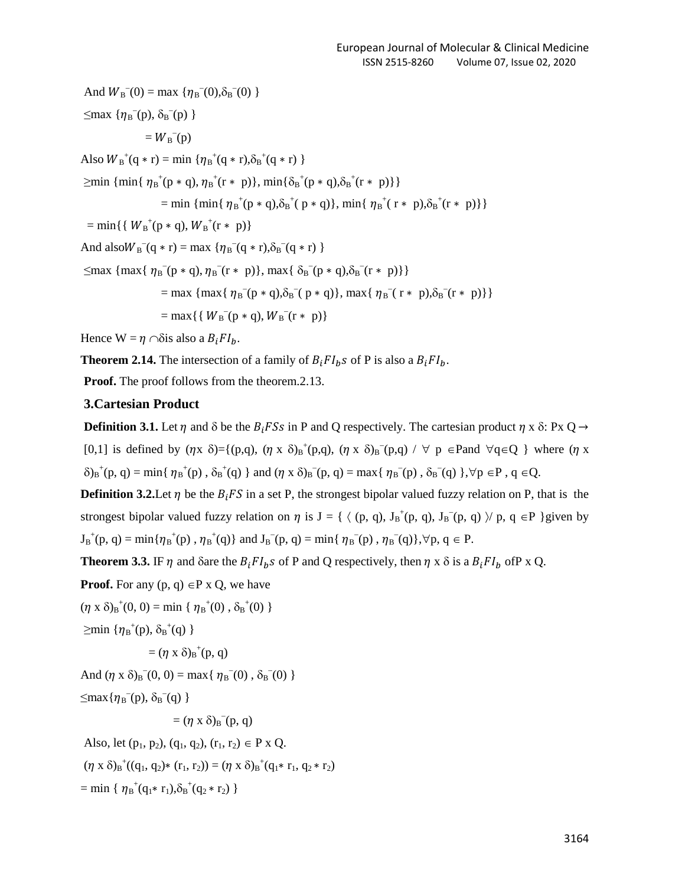And $W_B^-(0) = \max\{\eta_B^-(0), \delta_B^-(0)\}$

$\leq \max\{\eta_B^-(p), \delta_B^-(p)\}$

$= W_B^-(p)$

Also $W_B^+(q * r) = \min\{\eta_B^+(q * r), \delta_B^+(q * r)\}$

$\geq \min\{\min\{\eta_B^+(p * q), \eta_B^+(r * p)\}, \min\{\delta_B^+(p * q), \delta_B^+(r * p)\}\}$

$= \min\{\min\{\eta_B^+(p * q), \delta_B^+(p * q)\}, \min\{\eta_B^+(r * p), \delta_B^+(r * p)\}\}$

$= \min\{\{W_B^+(p * q), W_B^+(r * p)\}$

And also $W_B^-(q * r) = \max\{\eta_B^-(q * r), \delta_B^-(q * r)\}$

$\leq \max\{\max\{\eta_B^-(p * q), \eta_B^-(r * p)\}, \max\{\delta_B^-(p * q), \delta_B^-(r * p)\}\}$

$= \max\{\max\{\eta_B^-(p * q), \delta_B^-(p * q)\}, \max\{\eta_B^-(r * p), \delta_B^-(r * p)\}\}$

$= \max\{\{W_B^-(p * q), W_B^-(r * p)\}$

Hence $W = \eta \cap \delta$ is also a $B_iFI_b$.

**Theorem 2.14.** The intersection of a family of $B_iFI_bs$ of P is also a $B_iFI_b$.

**Proof.** The proof follows from the theorem.2.13.

## 3. Cartesian Product

**Definition 3.1.** Let $\eta$ and $\delta$ be the $B_iFSs$ in P and Q respectively. The cartesian product $\eta \times \delta$: P x Q $\rightarrow$ [0,1] is defined by $(\eta \times \delta) = \{(p,q), (\eta \times \delta)_B^+(p,q), (\eta \times \delta)_B^-(p,q) \,/\, \forall\, p \in P \text{ and } \forall q \in Q\}$ where $(\eta \times \delta)_B^+(p, q) = \min\{\eta_B^+(p), \delta_B^+(q)\}$ and $(\eta \times \delta)_B^-(p, q) = \max\{\eta_B^-(p), \delta_B^-(q)\}, \forall p \in P, q \in Q$.

**Definition 3.2.** Let $\eta$ be the $B_iFS$ in a set P, the strongest bipolar valued fuzzy relation on P, that is the strongest bipolar valued fuzzy relation on $\eta$ is $J = \{\langle (p, q), J_B^+(p, q), J_B^-(p, q)\rangle / \, p, q \in P\}$ given by $J_B^+(p, q) = \min\{\eta_B^+(p), \eta_B^+(q)\}$ and $J_B^-(p, q) = \min\{\eta_B^-(p), \eta_B^-(q)\}, \forall p, q \in P$.

**Theorem 3.3.** IF $\eta$ and $\delta$ are the $B_iFI_bs$ of P and Q respectively, then $\eta \times \delta$ is a $B_iFI_b$ of P x Q.

**Proof.** For any $(p, q) \in$ P x Q, we have

$(\eta \times \delta)_B^+(0, 0) = \min\{\eta_B^+(0), \delta_B^+(0)\}$

$\geq \min\{\eta_B^+(p), \delta_B^+(q)\}$

$= (\eta \times \delta)_B^+(p, q)$

And $(\eta \times \delta)_B^-(0, 0) = \max\{\eta_B^-(0), \delta_B^-(0)\}$

$\leq \max\{\eta_B^-(p), \delta_B^-(q)\}$

$= (\eta \times \delta)_B^-(p, q)$

Also, let $(p_1, p_2), (q_1, q_2), (r_1, r_2) \in$ P x Q.

$(\eta \times \delta)_B^+((q_1, q_2) * (r_1, r_2)) = (\eta \times \delta)_B^+(q_1 * r_1, q_2 * r_2)$

$= \min\{\eta_B^+(q_1 * r_1), \delta_B^+(q_2 * r_2)\}$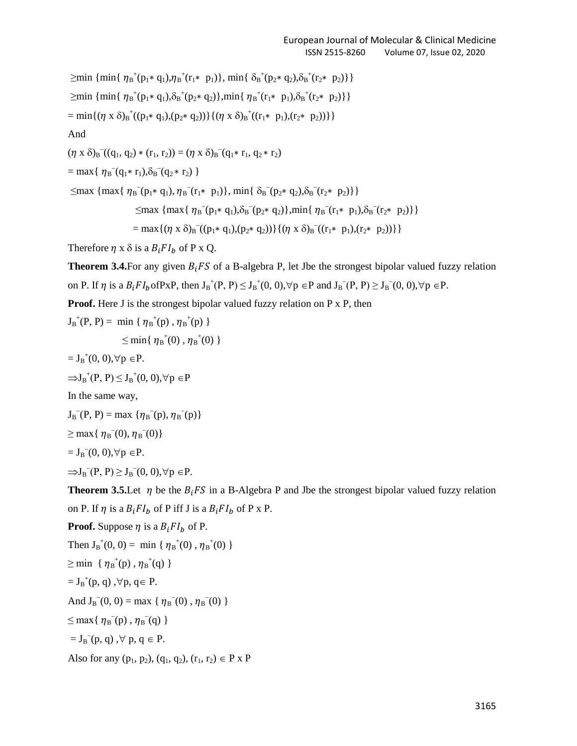$\geq \min\{\min\{\eta_B^+(p_1 * q_1), \eta_B^+(r_1 * p_1)\}, \min\{\delta_B^+(p_2 * q_2), \delta_B^+(r_2 * p_2)\}\}$

$\geq \min\{\min\{\eta_B^+(p_1 * q_1), \delta_B^+(p_2 * q_2)\}, \min\{\eta_B^+(r_1 * p_1), \delta_B^+(r_2 * p_2)\}\}$

$= \min\{(\eta \times \delta)_B^+((p_1 * q_1),(p_2 * q_2))\}\{(\eta \times \delta)_B^+((r_1 * p_1),(r_2 * p_2))\}\}$

And

$(\eta \times \delta)_B^-((q_1, q_2) * (r_1, r_2)) = (\eta \times \delta)_B^-(q_1 * r_1, q_2 * r_2)$

$= \max\{\eta_B^-(q_1 * r_1), \delta_B^-(q_2 * r_2)\}$

$\leq \max\{\max\{\eta_B^-(p_1 * q_1), \eta_B^-(r_1 * p_1)\}, \min\{\delta_B^-(p_2 * q_2), \delta_B^-(r_2 * p_2)\}\}$

$\leq \max\{\max\{\eta_B^-(p_1 * q_1), \delta_B^-(p_2 * q_2)\}, \min\{\eta_B^-(r_1 * p_1), \delta_B^-(r_2 * p_2)\}\}$

$= \max\{(\eta \times \delta)_B^-((p_1 * q_1),(p_2 * q_2))\}\{(\eta \times \delta)_B^-((r_1 * p_1),(r_2 * p_2))\}\}$

Therefore $\eta \times \delta$ is a $B_iFI_b$ of P x Q.

**Theorem 3.4.** For any given $B_iFS$ of a B-algebra P, let J be the strongest bipolar valued fuzzy relation on P. If $\eta$ is a $B_iFI_b$ of PxP, then $J_B^+(P, P) \leq J_B^+(0, 0), \forall p \in P$ and $J_B^-(P, P) \geq J_B^-(0, 0), \forall p \in P$.

**Proof.** Here J is the strongest bipolar valued fuzzy relation on P x P, then

$J_B^+(P, P) = \min\{\eta_B^+(p), \eta_B^+(p)\}$

$\leq \min\{\eta_B^+(0), \eta_B^+(0)\}$

$= J_B^+(0, 0), \forall p \in P.$

$\Rightarrow J_B^+(P, P) \leq J_B^+(0, 0), \forall p \in P$

In the same way,

$J_B^-(P, P) = \max\{\eta_B^-(p), \eta_B^-(p)\}$

$\geq \max\{\eta_B^-(0), \eta_B^-(0)\}$

$= J_B^-(0, 0), \forall p \in P.$

$\Rightarrow J_B^-(P, P) \geq J_B^-(0, 0), \forall p \in P.$

**Theorem 3.5.** Let $\eta$ be the $B_iFS$ in a B-Algebra P and J be the strongest bipolar valued fuzzy relation on P. If $\eta$ is a $B_iFI_b$ of P iff J is a $B_iFI_b$ of P x P.

**Proof.** Suppose $\eta$ is a $B_iFI_b$ of P.

Then $J_B^+(0, 0) = \min\{\eta_B^+(0), \eta_B^+(0)\}$

$\geq \min\{\eta_B^+(p), \eta_B^+(q)\}$

$= J_B^+(p, q), \forall p, q \in P.$

And $J_B^-(0, 0) = \max\{\eta_B^-(0), \eta_B^-(0)\}$

$\leq \max\{\eta_B^-(p), \eta_B^-(q)\}$

$= J_B^-(p, q), \forall p, q \in P.$

Also for any $(p_1, p_2), (q_1, q_2), (r_1, r_2) \in P \times P$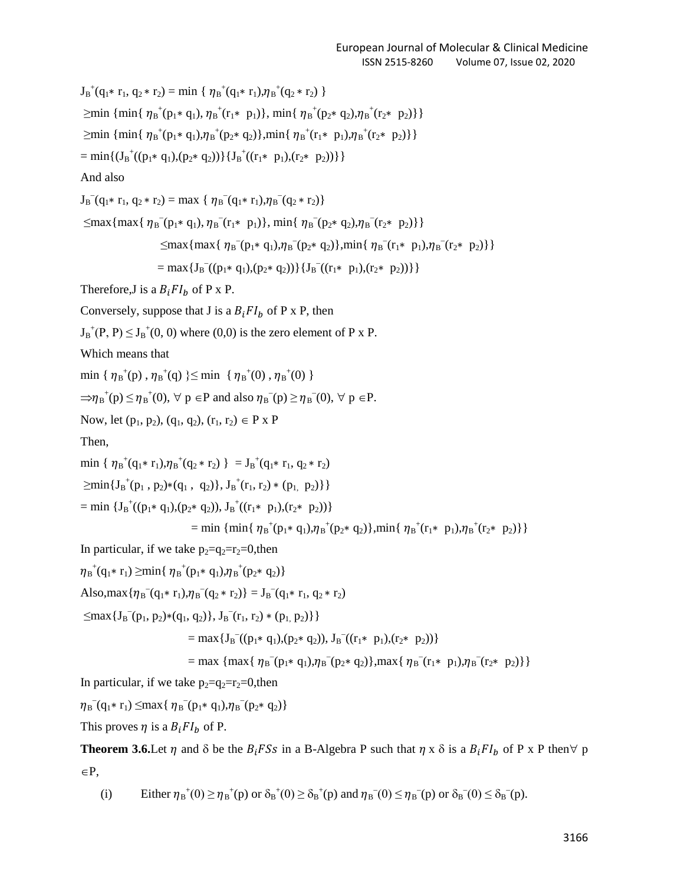$J_B^+(q_1 * r_1, q_2 * r_2) = \min \{ \eta_B^+(q_1 * r_1), \eta_B^+(q_2 * r_2) \}$

$\geq \min \{\min\{ \eta_B^+(p_1 * q_1), \eta_B^+(r_1 * p_1)\}, \min\{ \eta_B^+(p_2 * q_2), \eta_B^+(r_2 * p_2)\}\}$

$\geq \min \{\min\{ \eta_B^+(p_1 * q_1), \eta_B^+(p_2 * q_2)\}, \min\{ \eta_B^+(r_1 * p_1), \eta_B^+(r_2 * p_2)\}\}$

$= \min\{(J_B^+((p_1 * q_1),(p_2 * q_2))\}\{J_B^+((r_1 * p_1),(r_2 * p_2))\}\}$

And also

$J_B^-(q_1 * r_1, q_2 * r_2) = \max \{ \eta_B^-(q_1 * r_1), \eta_B^-(q_2 * r_2)\}$

$\leq \max\{\max\{ \eta_B^-(p_1 * q_1), \eta_B^-(r_1 * p_1)\}, \min\{ \eta_B^-(p_2 * q_2), \eta_B^-(r_2 * p_2)\}\}$

$\leq \max\{\max\{ \eta_B^-(p_1 * q_1), \eta_B^-(p_2 * q_2)\}, \min\{ \eta_B^-(r_1 * p_1), \eta_B^-(r_2 * p_2)\}\}$

$= \max\{J_B^-((p_1 * q_1),(p_2 * q_2))\}\{J_B^-((r_1 * p_1),(r_2 * p_2))\}\}$

Therefore,J is a $B_iFI_b$ of P x P.

Conversely, suppose that J is a $B_iFI_b$ of P x P, then

$J_B^+(P, P) \leq J_B^+(0, 0)$ where (0,0) is the zero element of P x P.

Which means that

$\min \{ \eta_B^+(p), \eta_B^+(q) \} \leq \min \{ \eta_B^+(0), \eta_B^+(0) \}$

$\Rightarrow \eta_B^+(p) \leq \eta_B^+(0), \forall p \in P$ and also $\eta_B^-(p) \geq \eta_B^-(0), \forall p \in P$.

Now, let $(p_1, p_2), (q_1, q_2), (r_1, r_2) \in P \times P$

Then,

$\min \{ \eta_B^+(q_1 * r_1), \eta_B^+(q_2 * r_2) \} = J_B^+(q_1 * r_1, q_2 * r_2)$

$\geq \min\{J_B^+(p_1, p_2) * (q_1, q_2)\}, J_B^+(r_1, r_2) * (p_1, p_2)\}\}$

$= \min \{J_B^+((p_1 * q_1),(p_2 * q_2)), J_B^+((r_1 * p_1),(r_2 * p_2))\}$

$= \min \{\min\{ \eta_B^+(p_1 * q_1), \eta_B^+(p_2 * q_2)\}, \min\{ \eta_B^+(r_1 * p_1), \eta_B^+(r_2 * p_2)\}\}$

In particular, if we take $p_2=q_2=r_2=0$,then

$\eta_B^+(q_1 * r_1) \geq \min\{ \eta_B^+(p_1 * q_1), \eta_B^+(p_2 * q_2)\}$

Also,$\max\{\eta_B^-(q_1 * r_1), \eta_B^-(q_2 * r_2)\} = J_B^-(q_1 * r_1, q_2 * r_2)$

$\leq \max\{J_B^-(p_1, p_2) * (q_1, q_2)\}, J_B^-(r_1, r_2) * (p_1, p_2)\}\}$

$= \max\{J_B^-((p_1 * q_1),(p_2 * q_2)), J_B^-((r_1 * p_1),(r_2 * p_2))\}$

$= \max \{\max\{ \eta_B^-(p_1 * q_1), \eta_B^-(p_2 * q_2)\}, \max\{ \eta_B^-(r_1 * p_1), \eta_B^-(r_2 * p_2)\}\}$

In particular, if we take $p_2=q_2=r_2=0$,then

$\eta_B^-(q_1 * r_1) \leq \max\{ \eta_B^-(p_1 * q_1), \eta_B^-(p_2 * q_2)\}$

This proves $\eta$ is a $B_iFI_b$ of P.

**Theorem 3.6.** Let $\eta$ and $\delta$ be the $B_iFSs$ in a B-Algebra P such that $\eta \times \delta$ is a $B_iFI_b$ of P x P then $\forall p \in P$,

(i) Either $\eta_B^+(0) \geq \eta_B^+(p)$ or $\delta_B^+(0) \geq \delta_B^+(p)$ and $\eta_B^-(0) \leq \eta_B^-(p)$ or $\delta_B^-(0) \leq \delta_B^-(p)$.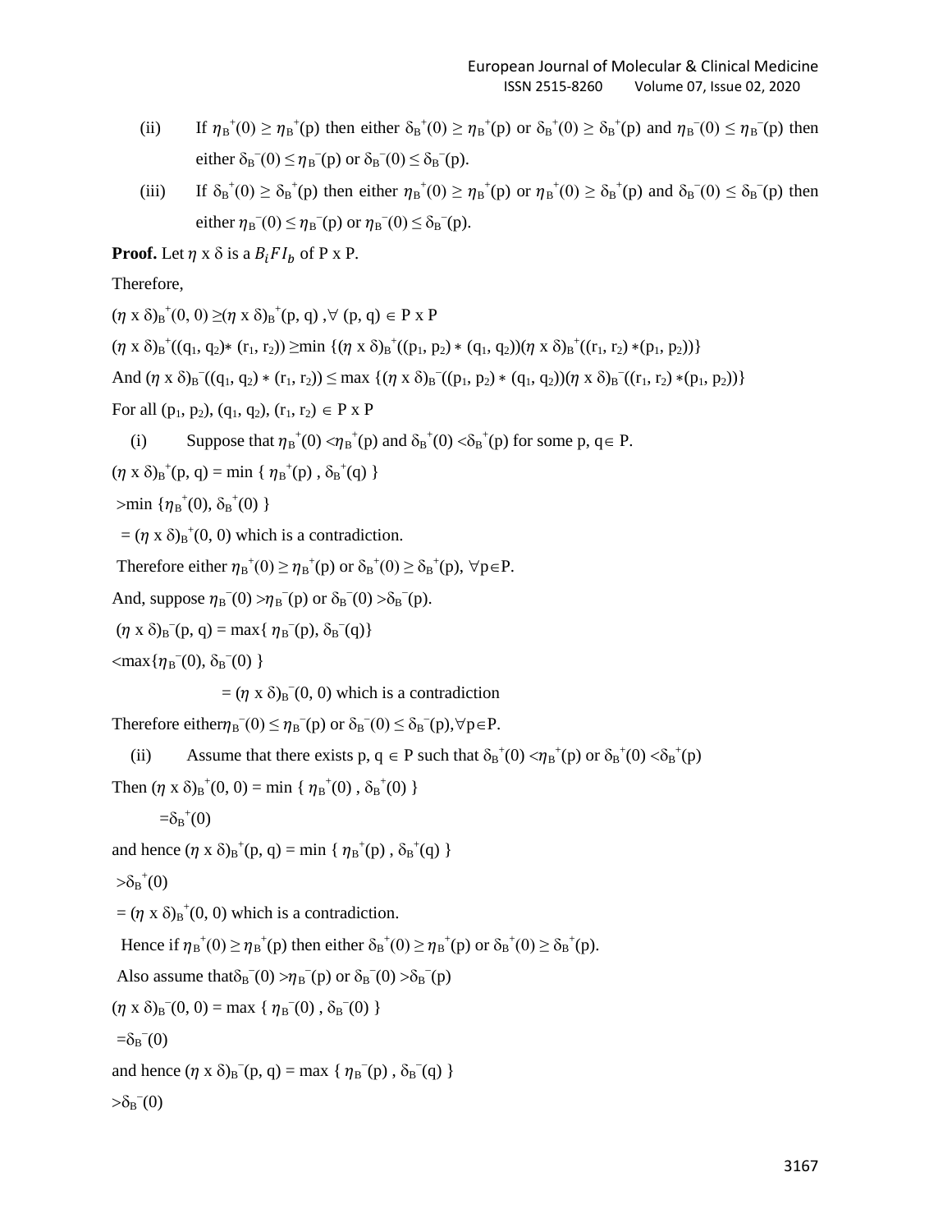(ii) If $\eta_B^+(0) \geq \eta_B^+(p)$ then either $\delta_B^+(0) \geq \eta_B^+(p)$ or $\delta_B^+(0) \geq \delta_B^+(p)$ and $\eta_B^-(0) \leq \eta_B^-(p)$ then either $\delta_B^-(0) \leq \eta_B^-(p)$ or $\delta_B^-(0) \leq \delta_B^-(p)$.

(iii) If $\delta_B^+(0) \geq \delta_B^+(p)$ then either $\eta_B^+(0) \geq \eta_B^+(p)$ or $\eta_B^+(0) \geq \delta_B^+(p)$ and $\delta_B^-(0) \leq \delta_B^-(p)$ then either $\eta_B^-(0) \leq \eta_B^-(p)$ or $\eta_B^-(0) \leq \delta_B^-(p)$.

**Proof.** Let $\eta$ x $\delta$ is a $B_iFI_b$ of P x P.

Therefore,

$(\eta \text{ x } \delta)_B^+(0, 0) \geq (\eta \text{ x } \delta)_B^+(p, q)$, $\forall$ (p, q) $\in$ P x P

$(\eta \text{ x } \delta)_B^+((q_1, q_2) * (r_1, r_2)) \geq \min \{(\eta \text{ x } \delta)_B^+((p_1, p_2) * (q_1, q_2))(\eta \text{ x } \delta)_B^+((r_1, r_2) * (p_1, p_2))\}$

And $(\eta \text{ x } \delta)_B^-((q_1, q_2) * (r_1, r_2)) \leq \max \{(\eta \text{ x } \delta)_B^-((p_1, p_2) * (q_1, q_2))(\eta \text{ x } \delta)_B^-((r_1, r_2) * (p_1, p_2))\}$

For all $(p_1, p_2)$, $(q_1, q_2)$, $(r_1, r_2) \in$ P x P

(i) Suppose that $\eta_B^+(0) < \eta_B^+(p)$ and $\delta_B^+(0) < \delta_B^+(p)$ for some p, q$\in$ P.

$(\eta \text{ x } \delta)_B^+(p, q) = \min \{ \eta_B^+(p) , \delta_B^+(q) \}$

$> \min \{\eta_B^+(0), \delta_B^+(0) \}$

$= (\eta \text{ x } \delta)_B^+(0, 0)$ which is a contradiction.

Therefore either $\eta_B^+(0) \geq \eta_B^+(p)$ or $\delta_B^+(0) \geq \delta_B^+(p)$, $\forall$p$\in$P.

And, suppose $\eta_B^-(0) > \eta_B^-(p)$ or $\delta_B^-(0) > \delta_B^-(p)$.

$(\eta \text{ x } \delta)_B^-(p, q) = \max\{ \eta_B^-(p), \delta_B^-(q)\}$

$< \max\{\eta_B^-(0), \delta_B^-(0) \}$

$= (\eta \text{ x } \delta)_B^-(0, 0)$ which is a contradiction

Therefore either $\eta_B^-(0) \leq \eta_B^-(p)$ or $\delta_B^-(0) \leq \delta_B^-(p)$,$\forall$p$\in$P.

(ii) Assume that there exists p, q $\in$ P such that $\delta_B^+(0) < \eta_B^+(p)$ or $\delta_B^+(0) < \delta_B^+(p)$

Then $(\eta \text{ x } \delta)_B^+(0, 0) = \min \{ \eta_B^+(0) , \delta_B^+(0) \}$

$= \delta_B^+(0)$

and hence $(\eta \text{ x } \delta)_B^+(p, q) = \min \{ \eta_B^+(p) , \delta_B^+(q) \}$

$> \delta_B^+(0)$

$= (\eta \text{ x } \delta)_B^+(0, 0)$ which is a contradiction.

Hence if $\eta_B^+(0) \geq \eta_B^+(p)$ then either $\delta_B^+(0) \geq \eta_B^+(p)$ or $\delta_B^+(0) \geq \delta_B^+(p)$.

Also assume that $\delta_B^-(0) > \eta_B^-(p)$ or $\delta_B^-(0) > \delta_B^-(p)$

$(\eta \text{ x } \delta)_B^-(0, 0) = \max \{ \eta_B^-(0) , \delta_B^-(0) \}$

$= \delta_B^-(0)$

and hence $(\eta \text{ x } \delta)_B^-(p, q) = \max \{ \eta_B^-(p) , \delta_B^-(q) \}$

$> \delta_B^-(0)$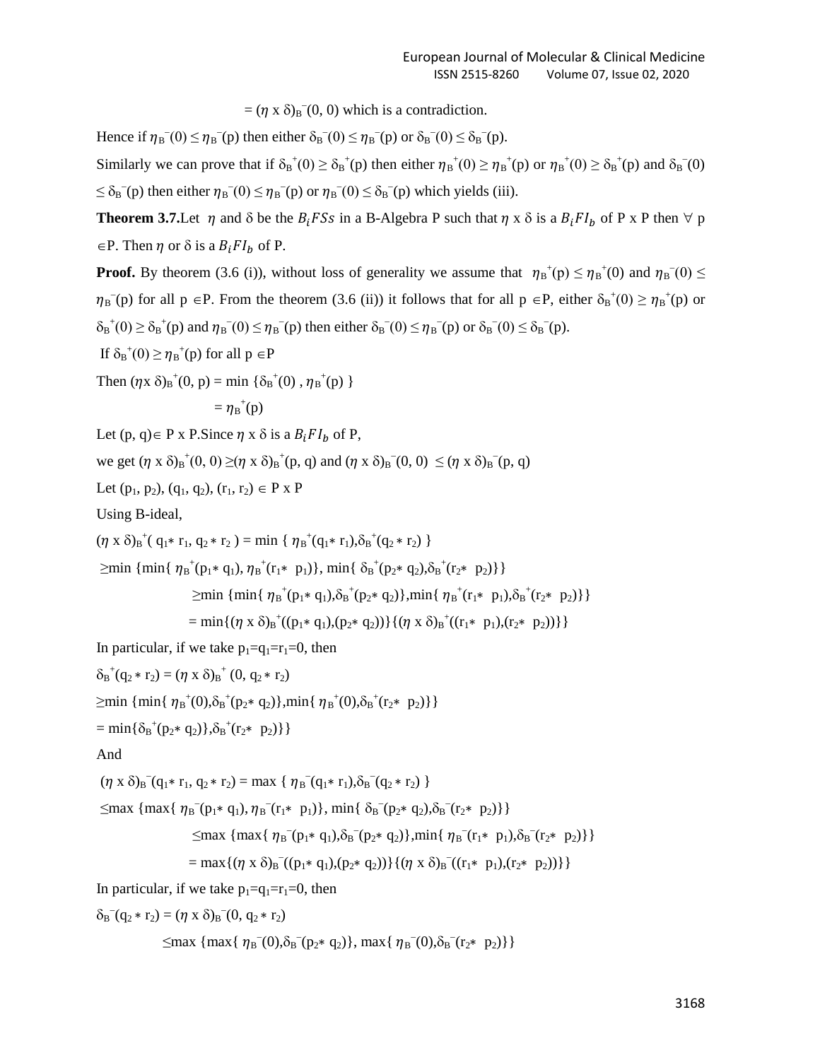$= (\eta \text{ x } \delta)_B^-(0, 0)$ which is a contradiction.

Hence if $\eta_B^-(0) \leq \eta_B^-(p)$ then either $\delta_B^-(0) \leq \eta_B^-(p)$ or $\delta_B^-(0) \leq \delta_B^-(p)$.

Similarly we can prove that if $\delta_B^+(0) \geq \delta_B^+(p)$ then either $\eta_B^+(0) \geq \eta_B^+(p)$ or $\eta_B^+(0) \geq \delta_B^+(p)$ and $\delta_B^-(0) \leq \delta_B^-(p)$ then either $\eta_B^-(0) \leq \eta_B^-(p)$ or $\eta_B^-(0) \leq \delta_B^-(p)$ which yields (iii).

**Theorem 3.7.** Let $\eta$ and $\delta$ be the $B_iFSs$ in a B-Algebra P such that $\eta$ x $\delta$ is a $B_iFI_b$ of P x P then $\forall$ p $\in$P. Then $\eta$ or $\delta$ is a $B_iFI_b$ of P.

**Proof.** By theorem (3.6 (i)), without loss of generality we assume that $\eta_B^+(p) \leq \eta_B^+(0)$ and $\eta_B^-(0) \leq \eta_B^-(p)$ for all p $\in$P. From the theorem (3.6 (ii)) it follows that for all p $\in$P, either $\delta_B^+(0) \geq \eta_B^+(p)$ or $\delta_B^+(0) \geq \delta_B^+(p)$ and $\eta_B^-(0) \leq \eta_B^-(p)$ then either $\delta_B^-(0) \leq \eta_B^-(p)$ or $\delta_B^-(0) \leq \delta_B^-(p)$.

If $\delta_B^+(0) \geq \eta_B^+(p)$ for all p $\in$P

Then $(\eta \text{x } \delta)_B^+(0, p) = \min \{\delta_B^+(0) , \eta_B^+(p) \}$

$= \eta_B^+(p)$

Let (p, q)$\in$ P x P. Since $\eta$ x $\delta$ is a $B_iFI_b$ of P,

we get $(\eta \text{ x } \delta)_B^+(0, 0) \geq (\eta \text{ x } \delta)_B^+(p, q)$ and $(\eta \text{ x } \delta)_B^-(0, 0) \leq (\eta \text{ x } \delta)_B^-(p, q)$

Let $(p_1, p_2), (q_1, q_2), (r_1, r_2) \in$ P x P

Using B-ideal,

$(\eta \text{ x } \delta)_B^+( q_1* r_1, q_2 * r_2 ) = \min \{ \eta_B^+(q_1* r_1),\delta_B^+(q_2 * r_2) \}$

$\geq\min \{\min\{ \eta_B^+(p_1* q_1), \eta_B^+(r_1* p_1)\}, \min\{ \delta_B^+(p_2* q_2),\delta_B^+(r_2* p_2)\}\}$

$\geq\min \{\min\{ \eta_B^+(p_1* q_1),\delta_B^+(p_2* q_2)\},\min\{ \eta_B^+(r_1* p_1),\delta_B^+(r_2* p_2)\}\}$

$= \min\{(\eta \text{ x } \delta)_B^+((p_1* q_1),(p_2* q_2))\}\{(\eta \text{ x } \delta)_B^+((r_1* p_1),(r_2* p_2))\}\}$

In particular, if we take $p_1=q_1=r_1=0$, then

$\delta_B^+(q_2 * r_2) = (\eta \text{ x } \delta)_B^+ (0, q_2 * r_2)$

$\geq\min \{\min\{ \eta_B^+(0),\delta_B^+(p_2* q_2)\},\min\{ \eta_B^+(0),\delta_B^+(r_2* p_2)\}\}$

$= \min\{\delta_B^+(p_2* q_2)\},\delta_B^+(r_2* p_2)\}\}$

And

$(\eta \text{ x } \delta)_B^-(q_1* r_1, q_2 * r_2) = \max \{ \eta_B^-(q_1* r_1),\delta_B^-(q_2 * r_2) \}$

$\leq\max \{\max\{ \eta_B^-(p_1* q_1), \eta_B^-(r_1* p_1)\}, \min\{ \delta_B^-(p_2* q_2),\delta_B^-(r_2* p_2)\}\}$

$\leq\max \{\max\{ \eta_B^-(p_1* q_1),\delta_B^-(p_2* q_2)\},\min\{ \eta_B^-(r_1* p_1),\delta_B^-(r_2* p_2)\}\}$

$= \max\{(\eta \text{ x } \delta)_B^-((p_1* q_1),(p_2* q_2))\}\{(\eta \text{ x } \delta)_B^-((r_1* p_1),(r_2* p_2))\}\}$

In particular, if we take $p_1=q_1=r_1=0$, then

$\delta_B^-(q_2 * r_2) = (\eta \text{ x } \delta)_B^-(0, q_2 * r_2)$

$\leq\max \{\max\{ \eta_B^-(0),\delta_B^-(p_2* q_2)\}, \max\{ \eta_B^-(0),\delta_B^-(r_2* p_2)\}\}$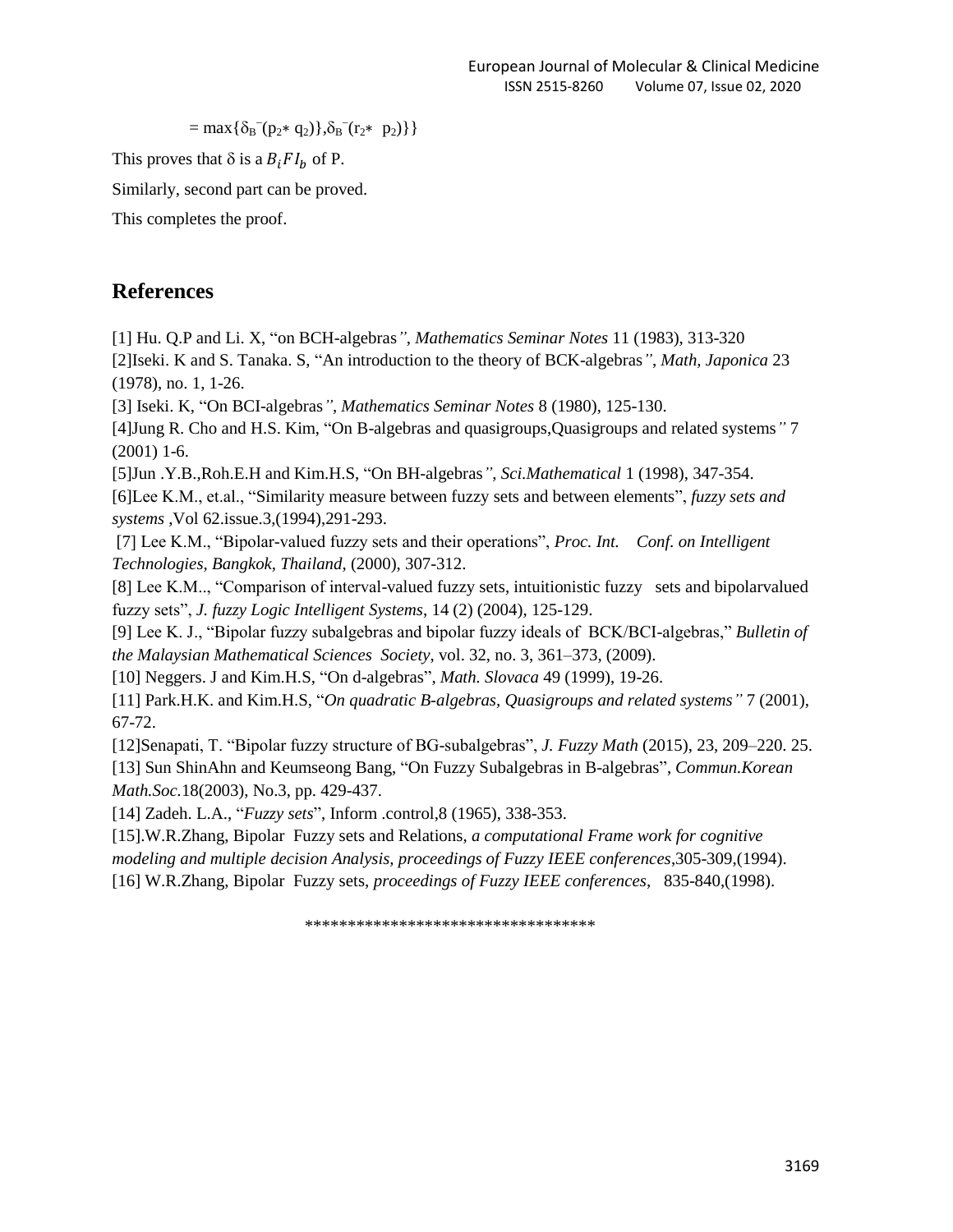$= \max\{\delta_B^-(p_2 * q_2)\}, \delta_B^-(r_2 * p_2)\}\}$

This proves that δ is a $B_iFI_b$ of P.

Similarly, second part can be proved.

This completes the proof.

## References

[1] Hu. Q.P and Li. X, "on BCH-algebras", *Mathematics Seminar Notes* 11 (1983), 313-320

[2]Iseki. K and S. Tanaka. S, "An introduction to the theory of BCK-algebras", *Math, Japonica* 23 (1978), no. 1, 1-26.

[3] Iseki. K, "On BCI-algebras", *Mathematics Seminar Notes* 8 (1980), 125-130.

[4]Jung R. Cho and H.S. Kim, "On B-algebras and quasigroups,Quasigroups and related systems" 7 (2001) 1-6.

[5]Jun .Y.B.,Roh.E.H and Kim.H.S, "On BH-algebras", *Sci.Mathematical* 1 (1998), 347-354.

[6]Lee K.M., et.al., "Similarity measure between fuzzy sets and between elements", *fuzzy sets and systems* ,Vol 62.issue.3,(1994),291-293.

[7] Lee K.M., "Bipolar-valued fuzzy sets and their operations", *Proc. Int. Conf. on Intelligent Technologies, Bangkok, Thailand*, (2000), 307-312.

[8] Lee K.M.., "Comparison of interval-valued fuzzy sets, intuitionistic fuzzy sets and bipolarvalued fuzzy sets", *J. fuzzy Logic Intelligent Systems*, 14 (2) (2004), 125-129.

[9] Lee K. J., "Bipolar fuzzy subalgebras and bipolar fuzzy ideals of BCK/BCI-algebras," *Bulletin of the Malaysian Mathematical Sciences Society*, vol. 32, no. 3, 361–373, (2009).

[10] Neggers. J and Kim.H.S, "On d-algebras", *Math. Slovaca* 49 (1999), 19-26.

[11] Park.H.K. and Kim.H.S, "*On quadratic B-algebras, Quasigroups and related systems"* 7 (2001), 67-72.

[12]Senapati, T. "Bipolar fuzzy structure of BG-subalgebras", *J. Fuzzy Math* (2015), 23, 209–220. 25.

[13] Sun ShinAhn and Keumseong Bang, "On Fuzzy Subalgebras in B-algebras", *Commun.Korean Math.Soc.*18(2003), No.3, pp. 429-437.

[14] Zadeh. L.A., "*Fuzzy sets*", Inform .control,8 (1965), 338-353.

[15].W.R.Zhang, Bipolar Fuzzy sets and Relations, *a computational Frame work for cognitive modeling and multiple decision Analysis, proceedings of Fuzzy IEEE conferences*,305-309,(1994).

[16] W.R.Zhang, Bipolar Fuzzy sets, *proceedings of Fuzzy IEEE conferences*, 835-840,(1998).

***********************************